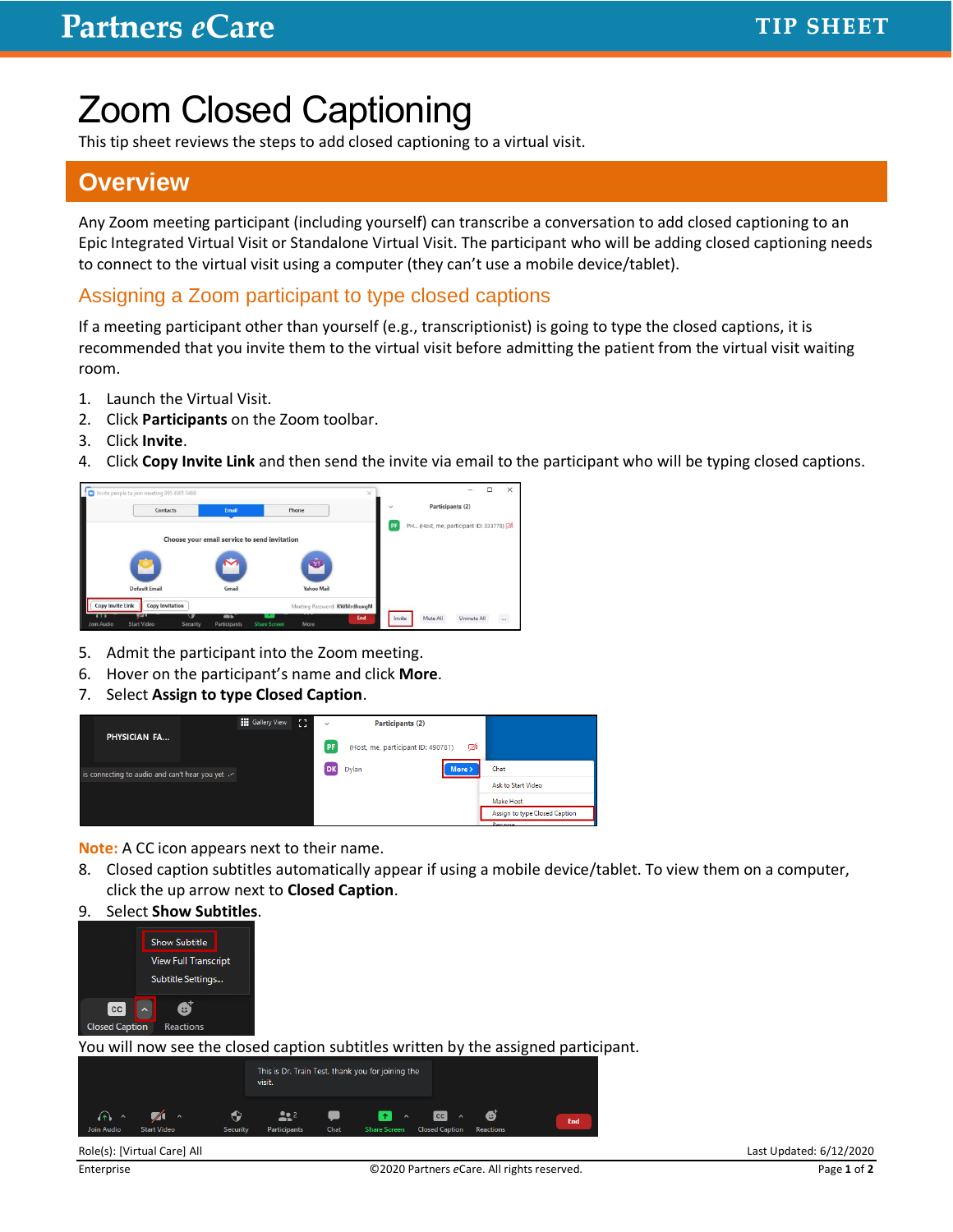# Zoom Closed Captioning

This tip sheet reviews the steps to add closed captioning to a virtual visit.

## Overview

Any Zoom meeting participant (including yourself) can transcribe a conversation to add closed captioning to an Epic Integrated Virtual Visit or Standalone Virtual Visit. The participant who will be adding closed captioning needs to connect to the virtual visit using a computer (they can't use a mobile device/tablet).

### Assigning a Zoom participant to type closed captions

If a meeting participant other than yourself (e.g., transcriptionist) is going to type the closed captions, it is recommended that you invite them to the virtual visit before admitting the patient from the virtual visit waiting room.

1. Launch the Virtual Visit.
2. Click **Participants** on the Zoom toolbar.
3. Click **Invite**.
4. Click **Copy Invite Link** and then send the invite via email to the participant who will be typing closed captions.
5. Admit the participant into the Zoom meeting.
6. Hover on the participant's name and click **More**.
7. Select **Assign to type Closed Caption**.

**Note:** A CC icon appears next to their name.

8. Closed caption subtitles automatically appear if using a mobile device/tablet. To view them on a computer, click the up arrow next to **Closed Caption**.
9. Select **Show Subtitles**.

You will now see the closed caption subtitles written by the assigned participant.

Role(s): [Virtual Care] All

Enterprise

Last Updated: 6/12/2020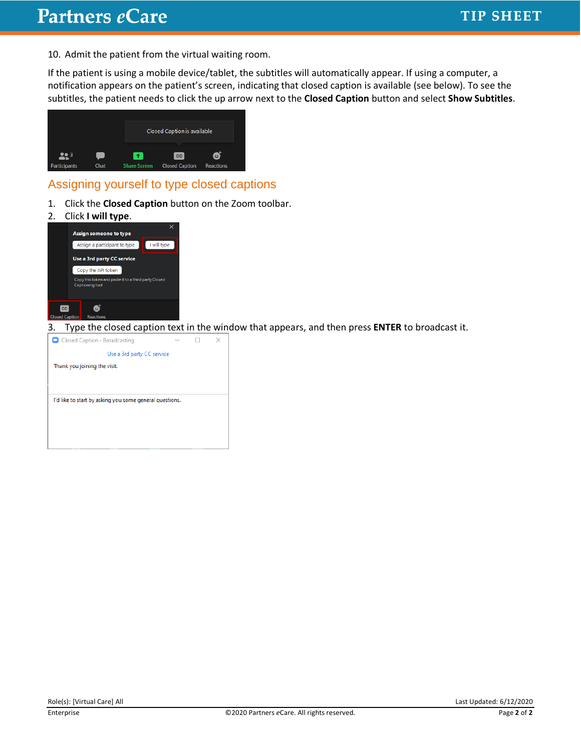10. Admit the patient from the virtual waiting room.

If the patient is using a mobile device/tablet, the subtitles will automatically appear. If using a computer, a notification appears on the patient's screen, indicating that closed caption is available (see below). To see the subtitles, the patient needs to click the up arrow next to the **Closed Caption** button and select **Show Subtitles**.

## Assigning yourself to type closed captions

1. Click the **Closed Caption** button on the Zoom toolbar.
2. Click **I will type**.
3. Type the closed caption text in the window that appears, and then press **ENTER** to broadcast it.

Role(s): [Virtual Care] All

Enterprise

Last Updated: 6/12/2020

©2020 Partners *e*Care. All rights reserved.